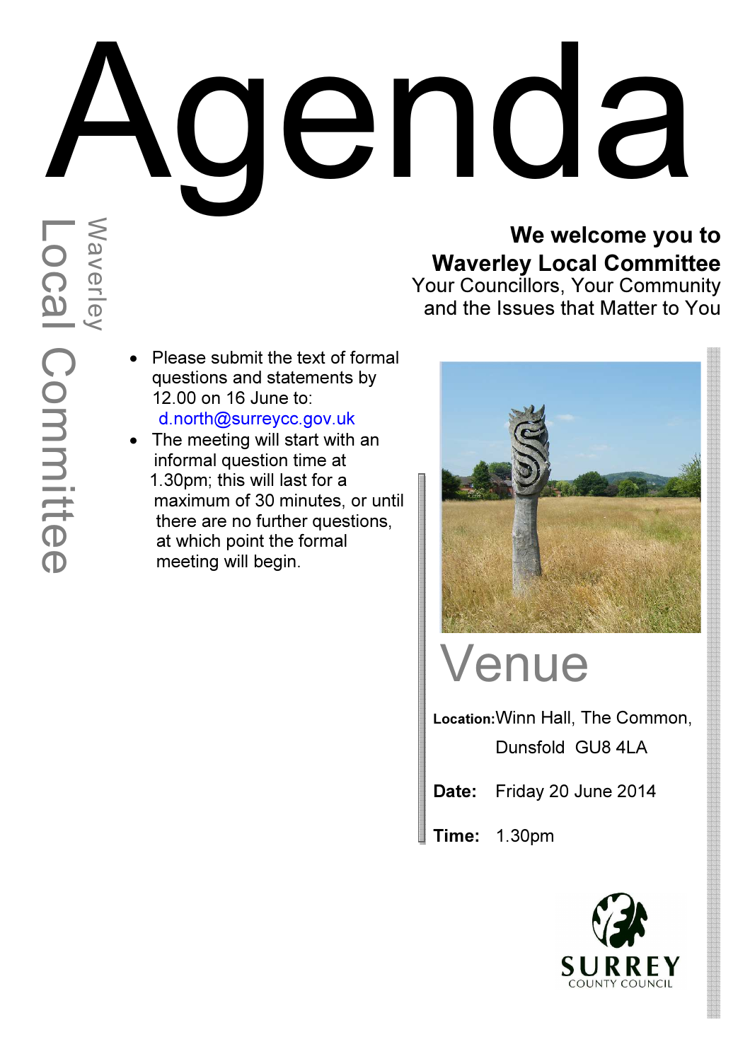# Agenda

## Waverley Local Committee

**We welcome you to Waverley Local Committee**

Your Councillors, Your Community and the Issues that Matter to You

- Please submit the text of formal questions and statements by 12.00 on 16 June to: d.north@surreycc.gov.uk
- The meeting will start with an informal question time at 1.30pm; this will last for a maximum of 30 minutes, or until there are no further questions, at which point the formal meeting will begin.

## Venue

**Location:** Winn Hall, The Common, Dunsfold GU8 4LA

**Date:** Friday 20 June 2014

**Time:** 1.30pm

SURREY COUNTY COUNCIL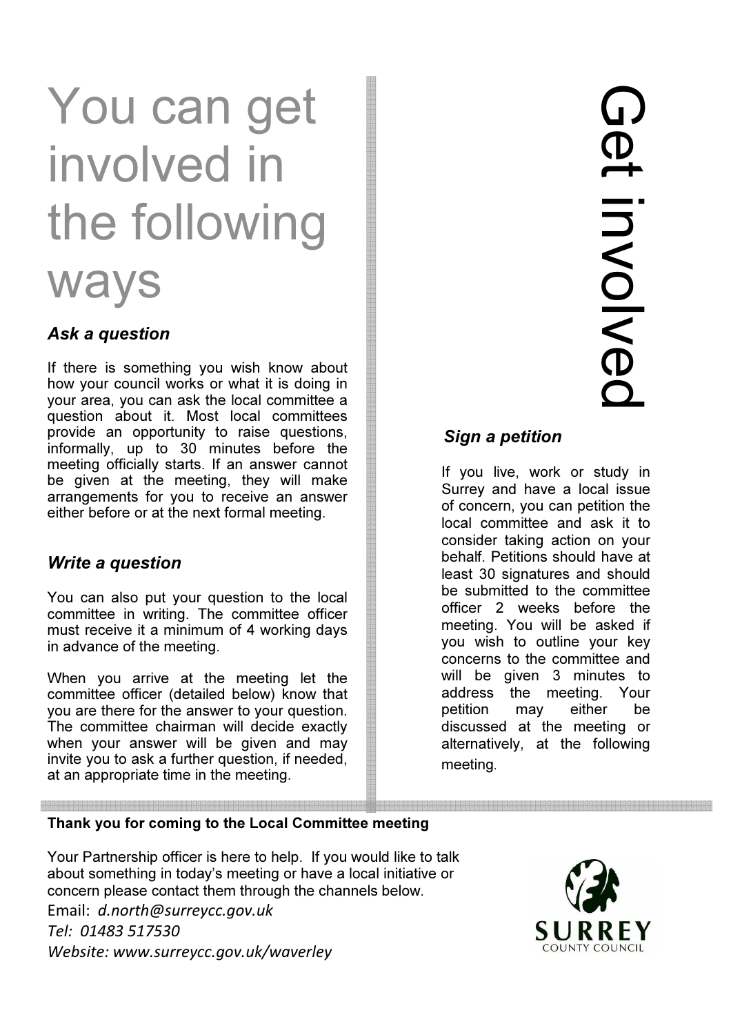# Get involved

## You can get involved in the following ways

### *Ask a question*

If there is something you wish know about how your council works or what it is doing in your area, you can ask the local committee a question about it. Most local committees provide an opportunity to raise questions, informally, up to 30 minutes before the meeting officially starts. If an answer cannot be given at the meeting, they will make arrangements for you to receive an answer either before or at the next formal meeting.

### *Write a question*

You can also put your question to the local committee in writing. The committee officer must receive it a minimum of 4 working days in advance of the meeting.

When you arrive at the meeting let the committee officer (detailed below) know that you are there for the answer to your question. The committee chairman will decide exactly when your answer will be given and may invite you to ask a further question, if needed, at an appropriate time in the meeting.

### *Sign a petition*

If you live, work or study in Surrey and have a local issue of concern, you can petition the local committee and ask it to consider taking action on your behalf. Petitions should have at least 30 signatures and should be submitted to the committee officer 2 weeks before the meeting. You will be asked if you wish to outline your key concerns to the committee and will be given 3 minutes to address the meeting. Your petition may either be discussed at the meeting or alternatively, at the following meeting.

**Thank you for coming to the Local Committee meeting**

Your Partnership officer is here to help. If you would like to talk about something in today's meeting or have a local initiative or concern please contact them through the channels below.

Email: *d.north@surreycc.gov.uk*

*Tel: 01483 517530*

*Website: www.surreycc.gov.uk/waverley*

SURREY COUNTY COUNCIL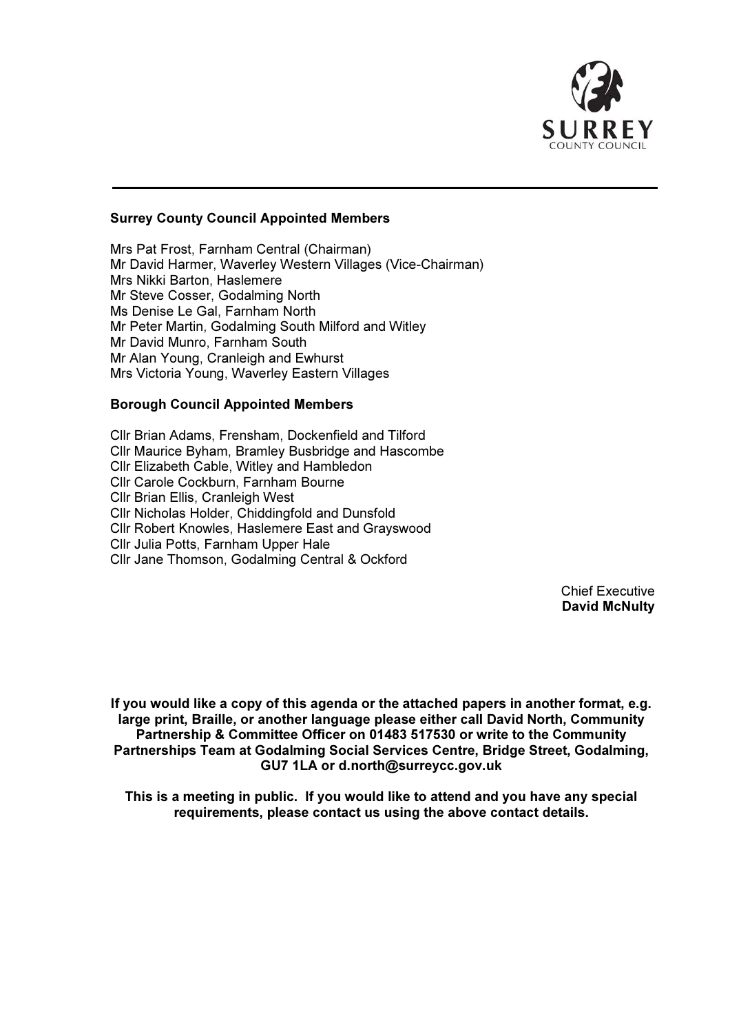**Surrey County Council Appointed Members**

Mrs Pat Frost, Farnham Central (Chairman)
Mr David Harmer, Waverley Western Villages (Vice-Chairman)
Mrs Nikki Barton, Haslemere
Mr Steve Cosser, Godalming North
Ms Denise Le Gal, Farnham North
Mr Peter Martin, Godalming South Milford and Witley
Mr David Munro, Farnham South
Mr Alan Young, Cranleigh and Ewhurst
Mrs Victoria Young, Waverley Eastern Villages

**Borough Council Appointed Members**

Cllr Brian Adams, Frensham, Dockenfield and Tilford
Cllr Maurice Byham, Bramley Busbridge and Hascombe
Cllr Elizabeth Cable, Witley and Hambledon
Cllr Carole Cockburn, Farnham Bourne
Cllr Brian Ellis, Cranleigh West
Cllr Nicholas Holder, Chiddingfold and Dunsfold
Cllr Robert Knowles, Haslemere East and Grayswood
Cllr Julia Potts, Farnham Upper Hale
Cllr Jane Thomson, Godalming Central & Ockford

Chief Executive
**David McNulty**

**If you would like a copy of this agenda or the attached papers in another format, e.g. large print, Braille, or another language please either call David North, Community Partnership & Committee Officer on 01483 517530 or write to the Community Partnerships Team at Godalming Social Services Centre, Bridge Street, Godalming, GU7 1LA or d.north@surreycc.gov.uk**

**This is a meeting in public. If you would like to attend and you have any special requirements, please contact us using the above contact details.**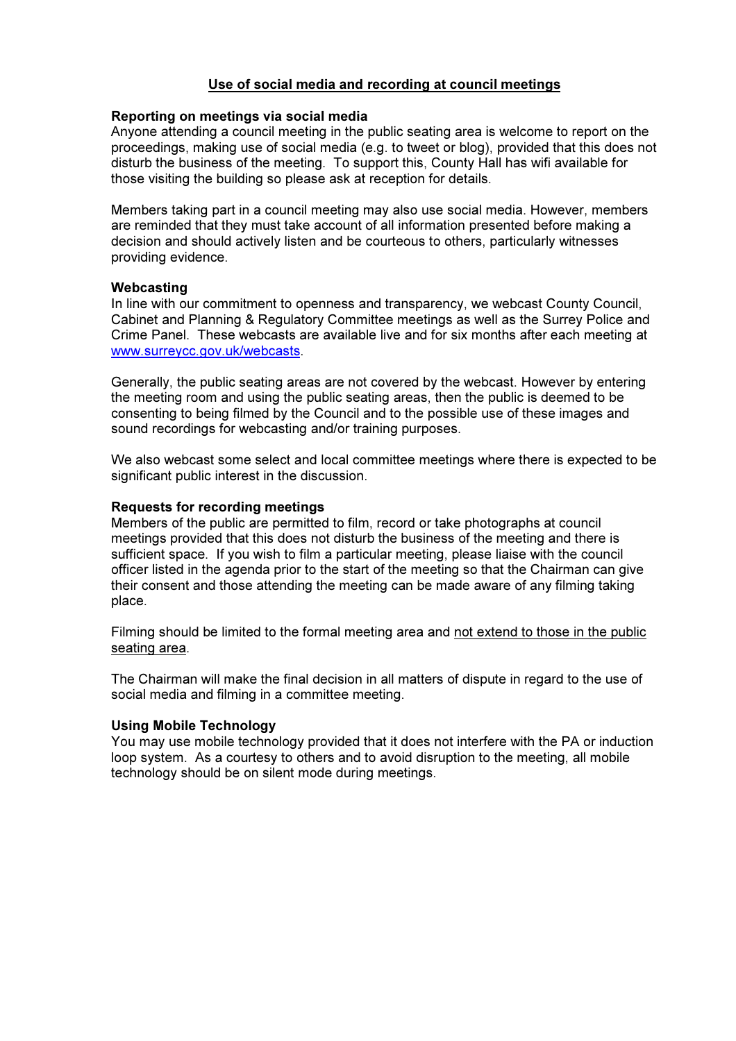## Use of social media and recording at council meetings

### Reporting on meetings via social media

Anyone attending a council meeting in the public seating area is welcome to report on the proceedings, making use of social media (e.g. to tweet or blog), provided that this does not disturb the business of the meeting. To support this, County Hall has wifi available for those visiting the building so please ask at reception for details.

Members taking part in a council meeting may also use social media. However, members are reminded that they must take account of all information presented before making a decision and should actively listen and be courteous to others, particularly witnesses providing evidence.

### Webcasting

In line with our commitment to openness and transparency, we webcast County Council, Cabinet and Planning & Regulatory Committee meetings as well as the Surrey Police and Crime Panel. These webcasts are available live and for six months after each meeting at [www.surreycc.gov.uk/webcasts](www.surreycc.gov.uk/webcasts).

Generally, the public seating areas are not covered by the webcast. However by entering the meeting room and using the public seating areas, then the public is deemed to be consenting to being filmed by the Council and to the possible use of these images and sound recordings for webcasting and/or training purposes.

We also webcast some select and local committee meetings where there is expected to be significant public interest in the discussion.

### Requests for recording meetings

Members of the public are permitted to film, record or take photographs at council meetings provided that this does not disturb the business of the meeting and there is sufficient space. If you wish to film a particular meeting, please liaise with the council officer listed in the agenda prior to the start of the meeting so that the Chairman can give their consent and those attending the meeting can be made aware of any filming taking place.

Filming should be limited to the formal meeting area and <u>not extend to those in the public seating area</u>.

The Chairman will make the final decision in all matters of dispute in regard to the use of social media and filming in a committee meeting.

### Using Mobile Technology

You may use mobile technology provided that it does not interfere with the PA or induction loop system. As a courtesy to others and to avoid disruption to the meeting, all mobile technology should be on silent mode during meetings.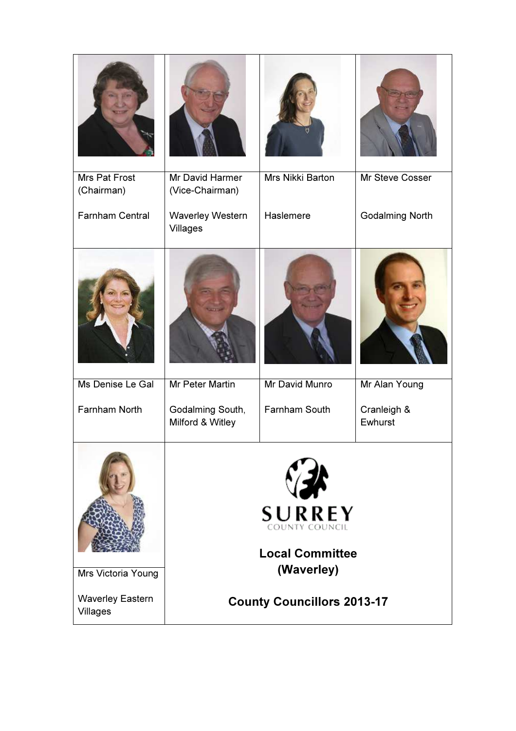| | | | |
|---|---|---|---|
| Mrs Pat Frost (Chairman)<br><br>Farnham Central | Mr David Harmer (Vice-Chairman)<br><br>Waverley Western Villages | Mrs Nikki Barton<br><br>Haslemere | Mr Steve Cosser<br><br>Godalming North |
| Ms Denise Le Gal<br><br>Farnham North | Mr Peter Martin<br><br>Godalming South, Milford & Witley | Mr David Munro<br><br>Farnham South | Mr Alan Young<br><br>Cranleigh & Ewhurst |
| Mrs Victoria Young<br><br>Waverley Eastern Villages | | | |

SURREY
COUNTY COUNCIL

**Local Committee (Waverley)**

**County Councillors 2013-17**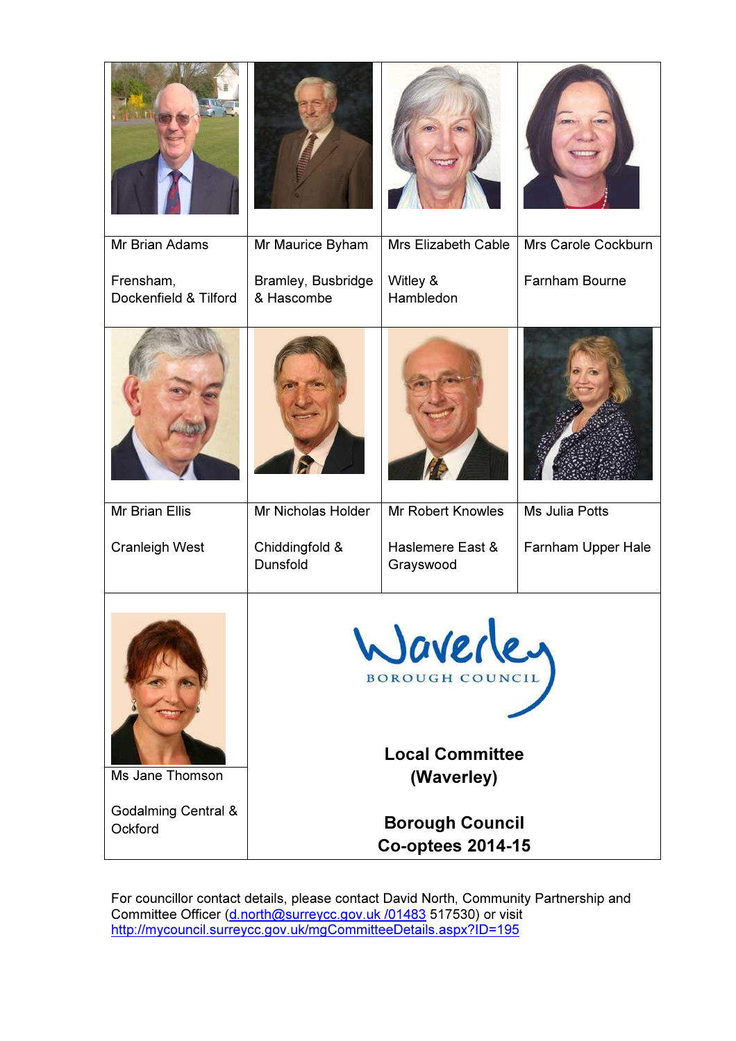| | | | |
|---|---|---|---|
| Mr Brian Adams<br><br>Frensham, Dockenfield & Tilford | Mr Maurice Byham<br><br>Bramley, Busbridge & Hascombe | Mrs Elizabeth Cable<br><br>Witley & Hambledon | Mrs Carole Cockburn<br><br>Farnham Bourne |
| Mr Brian Ellis<br><br>Cranleigh West | Mr Nicholas Holder<br><br>Chiddingfold & Dunsfold | Mr Robert Knowles<br><br>Haslemere East & Grayswood | Ms Julia Potts<br><br>Farnham Upper Hale |
| Ms Jane Thomson<br><br>Godalming Central & Ockford | Waverley BOROUGH COUNCIL<br><br>**Local Committee (Waverley)**<br><br>**Borough Council Co-optees 2014-15** | | |

For councillor contact details, please contact David North, Community Partnership and Committee Officer (d.north@surreycc.gov.uk /01483 517530) or visit http://mycouncil.surreycc.gov.uk/mgCommitteeDetails.aspx?ID=195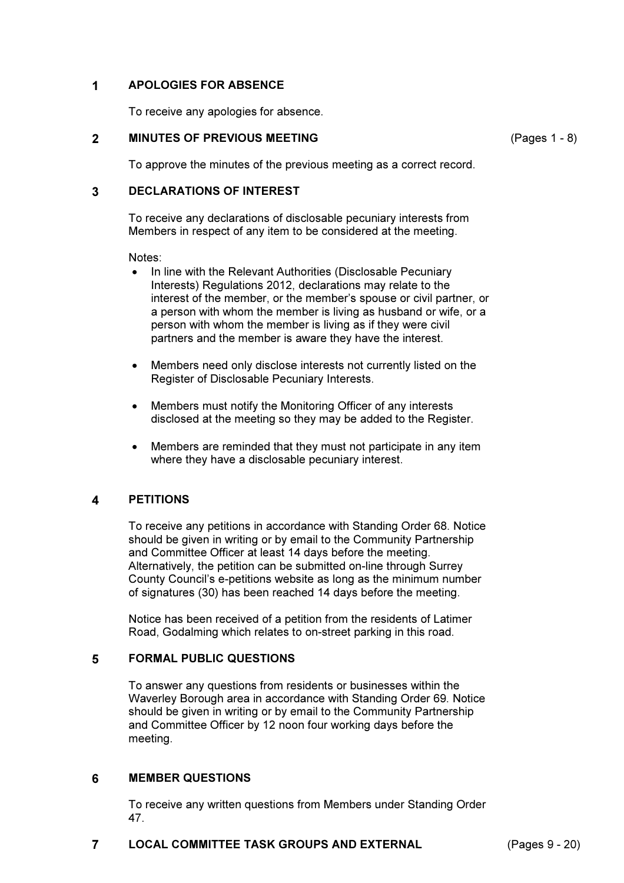## 1 APOLOGIES FOR ABSENCE

To receive any apologies for absence.

## 2 MINUTES OF PREVIOUS MEETING (Pages 1 - 8)

To approve the minutes of the previous meeting as a correct record.

## 3 DECLARATIONS OF INTEREST

To receive any declarations of disclosable pecuniary interests from Members in respect of any item to be considered at the meeting.

Notes:

- In line with the Relevant Authorities (Disclosable Pecuniary Interests) Regulations 2012, declarations may relate to the interest of the member, or the member's spouse or civil partner, or a person with whom the member is living as husband or wife, or a person with whom the member is living as if they were civil partners and the member is aware they have the interest.
- Members need only disclose interests not currently listed on the Register of Disclosable Pecuniary Interests.
- Members must notify the Monitoring Officer of any interests disclosed at the meeting so they may be added to the Register.
- Members are reminded that they must not participate in any item where they have a disclosable pecuniary interest.

## 4 PETITIONS

To receive any petitions in accordance with Standing Order 68. Notice should be given in writing or by email to the Community Partnership and Committee Officer at least 14 days before the meeting. Alternatively, the petition can be submitted on-line through Surrey County Council's e-petitions website as long as the minimum number of signatures (30) has been reached 14 days before the meeting.

Notice has been received of a petition from the residents of Latimer Road, Godalming which relates to on-street parking in this road.

## 5 FORMAL PUBLIC QUESTIONS

To answer any questions from residents or businesses within the Waverley Borough area in accordance with Standing Order 69. Notice should be given in writing or by email to the Community Partnership and Committee Officer by 12 noon four working days before the meeting.

## 6 MEMBER QUESTIONS

To receive any written questions from Members under Standing Order 47.

## 7 LOCAL COMMITTEE TASK GROUPS AND EXTERNAL (Pages 9 - 20)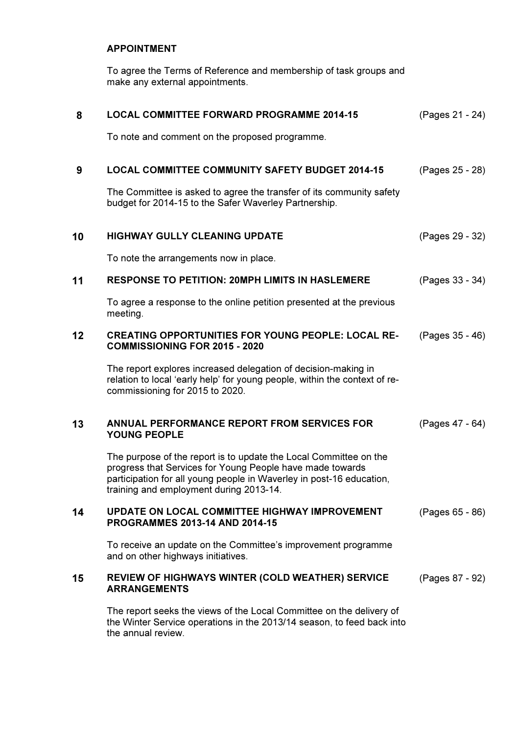**APPOINTMENT**

To agree the Terms of Reference and membership of task groups and make any external appointments.

**8 LOCAL COMMITTEE FORWARD PROGRAMME 2014-15** (Pages 21 - 24)

To note and comment on the proposed programme.

**9 LOCAL COMMITTEE COMMUNITY SAFETY BUDGET 2014-15** (Pages 25 - 28)

The Committee is asked to agree the transfer of its community safety budget for 2014-15 to the Safer Waverley Partnership.

**10 HIGHWAY GULLY CLEANING UPDATE** (Pages 29 - 32)

To note the arrangements now in place.

**11 RESPONSE TO PETITION: 20MPH LIMITS IN HASLEMERE** (Pages 33 - 34)

To agree a response to the online petition presented at the previous meeting.

**12 CREATING OPPORTUNITIES FOR YOUNG PEOPLE: LOCAL RE-COMMISSIONING FOR 2015 - 2020** (Pages 35 - 46)

The report explores increased delegation of decision-making in relation to local 'early help' for young people, within the context of re-commissioning for 2015 to 2020.

**13 ANNUAL PERFORMANCE REPORT FROM SERVICES FOR YOUNG PEOPLE** (Pages 47 - 64)

The purpose of the report is to update the Local Committee on the progress that Services for Young People have made towards participation for all young people in Waverley in post-16 education, training and employment during 2013-14.

**14 UPDATE ON LOCAL COMMITTEE HIGHWAY IMPROVEMENT PROGRAMMES 2013-14 AND 2014-15** (Pages 65 - 86)

To receive an update on the Committee's improvement programme and on other highways initiatives.

**15 REVIEW OF HIGHWAYS WINTER (COLD WEATHER) SERVICE ARRANGEMENTS** (Pages 87 - 92)

The report seeks the views of the Local Committee on the delivery of the Winter Service operations in the 2013/14 season, to feed back into the annual review.